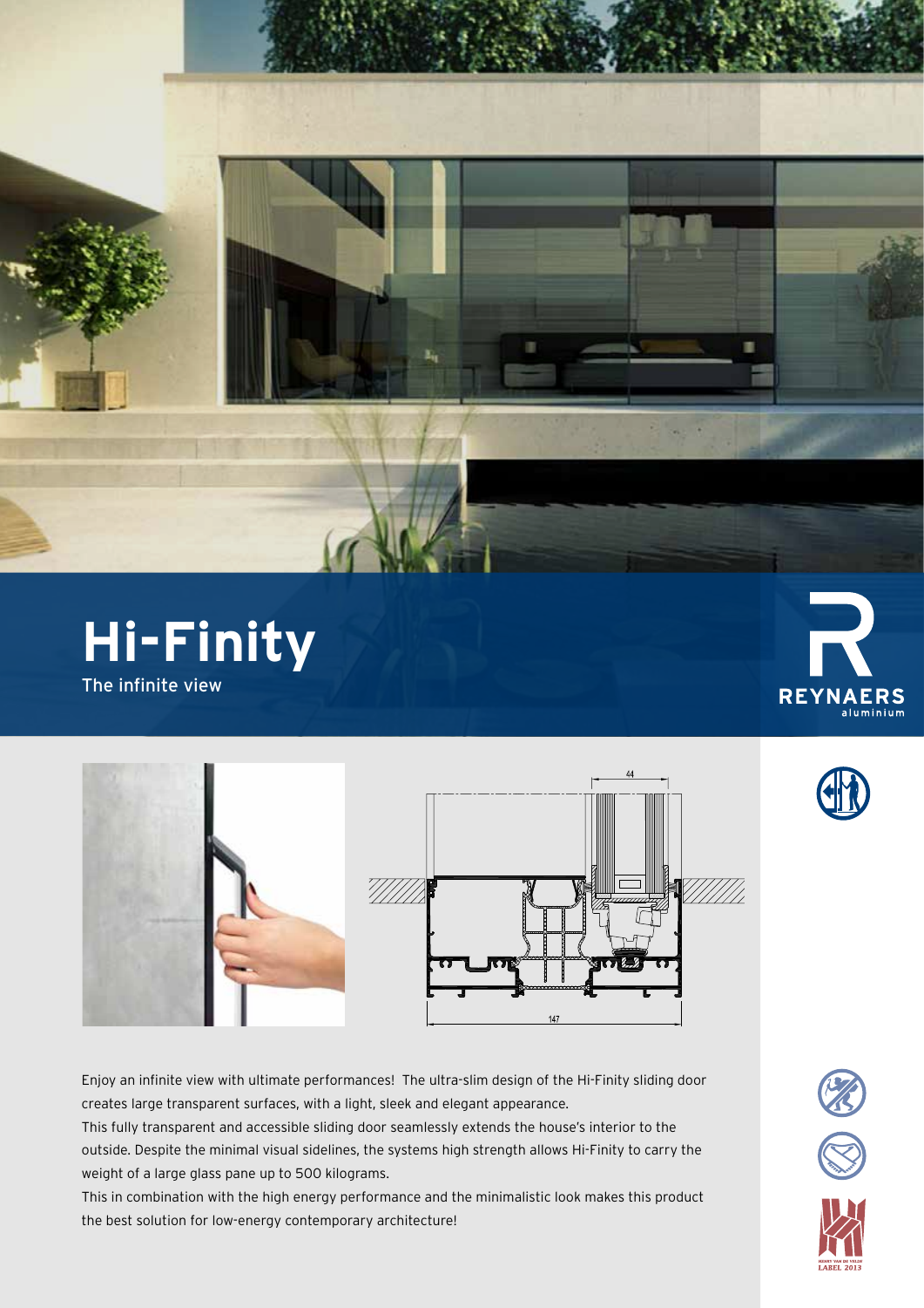# Hi-Finity

The infinite view

Enjoy an infinite view with ultimate performances! The ultra-slim design of the Hi-Finity sliding door creates large transparent surfaces, with a light, sleek and elegant appearance.

This fully transparent and accessible sliding door seamlessly extends the house's interior to the outside. Despite the minimal visual sidelines, the systems high strength allows Hi-Finity to carry the weight of a large glass pane up to 500 kilograms.

This in combination with the high energy performance and the minimalistic look makes this product the best solution for low-energy contemporary architecture!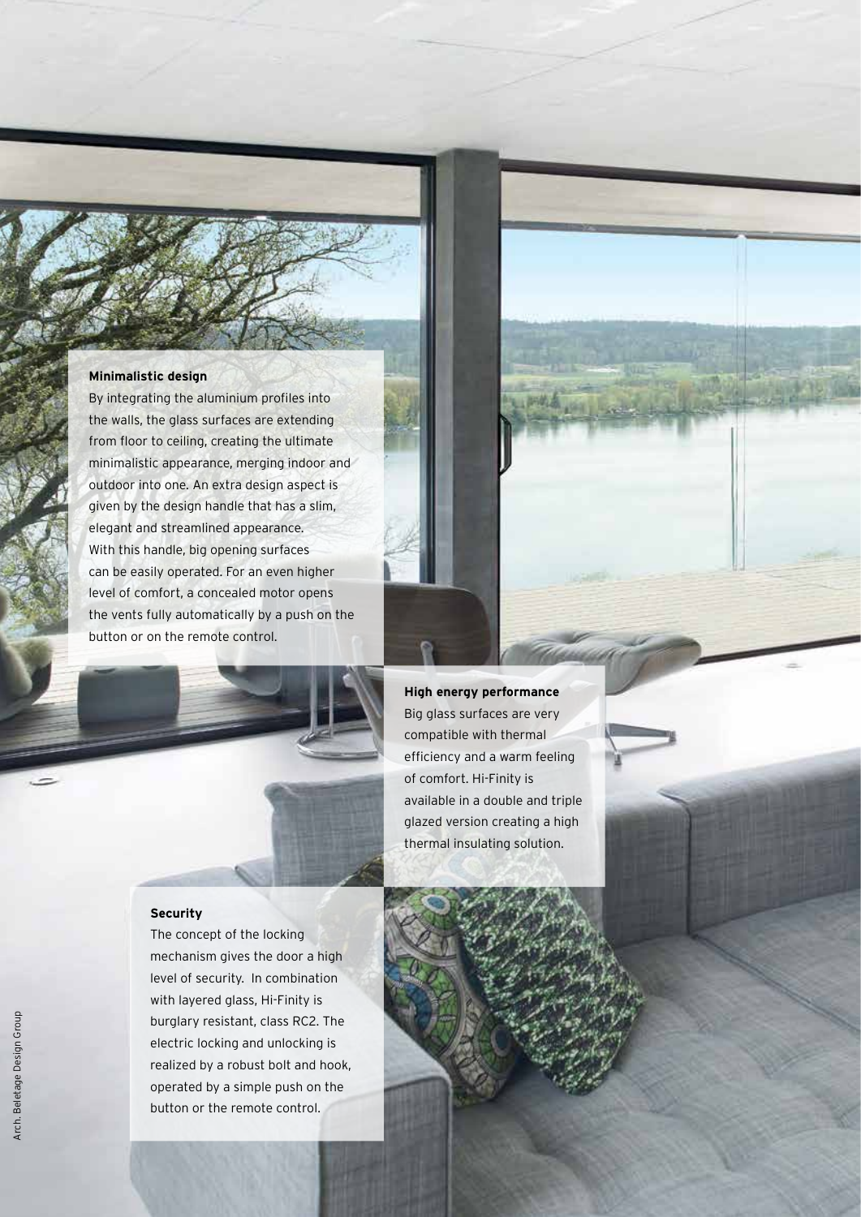### Minimalistic design

By integrating the aluminium profiles into the walls, the glass surfaces are extending from floor to ceiling, creating the ultimate minimalistic appearance, merging indoor and outdoor into one. An extra design aspect is given by the design handle that has a slim, elegant and streamlined appearance. With this handle, big opening surfaces can be easily operated. For an even higher level of comfort, a concealed motor opens the vents fully automatically by a push on the button or on the remote control.

### High energy performance

Big glass surfaces are very compatible with thermal efficiency and a warm feeling of comfort. Hi-Finity is available in a double and triple glazed version creating a high thermal insulating solution.

### Security

The concept of the locking mechanism gives the door a high level of security. In combination with layered glass, Hi-Finity is burglary resistant, class RC2. The electric locking and unlocking is realized by a robust bolt and hook, operated by a simple push on the button or the remote control.

Arch. Beletage Design Group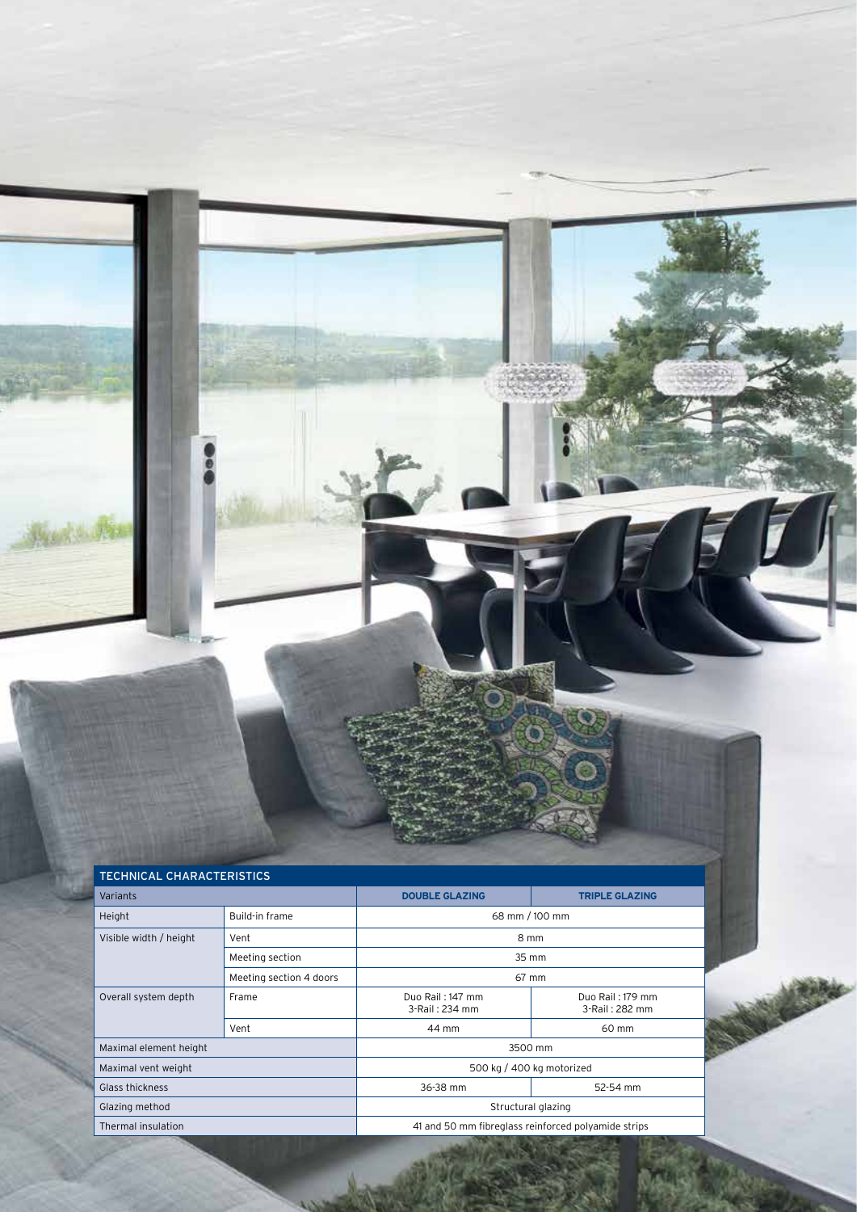## TECHNICAL CHARACTERISTICS

| Variants | | DOUBLE GLAZING | TRIPLE GLAZING |
|---|---|---|---|
| Height | Build-in frame | 68 mm / 100 mm | |
| Visible width / height | Vent | 8 mm | |
| | Meeting section | 35 mm | |
| | Meeting section 4 doors | 67 mm | |
| Overall system depth | Frame | Duo Rail : 147 mm<br>3-Rail : 234 mm | Duo Rail : 179 mm<br>3-Rail : 282 mm |
| | Vent | 44 mm | 60 mm |
| Maximal element height | | 3500 mm | |
| Maximal vent weight | | 500 kg / 400 kg motorized | |
| Glass thickness | | 36-38 mm | 52-54 mm |
| Glazing method | | Structural glazing | |
| Thermal insulation | | 41 and 50 mm fibreglass reinforced polyamide strips | |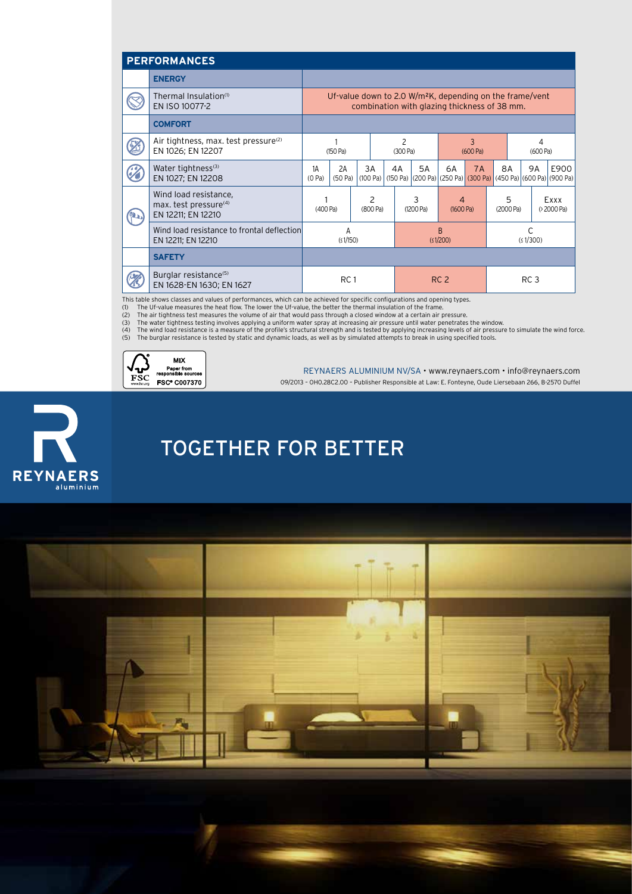## PERFORMANCES

| | | | | | | | | | | | |
|---|---|---|---|---|---|---|---|---|---|---|---|
| **ENERGY** | | | | | | | | | | | |
| Thermal Insulation[1] EN ISO 10077-2 | Uf-value down to 2.0 W/m²K, depending on the frame/vent combination with glazing thickness of 38 mm. | | | | | | | | | | |
| **COMFORT** | | | | | | | | | | | |
| Air tightness, max. test pressure[2] EN 1026; EN 12207 | 1 (150 Pa) | | 2 (300 Pa) | | | 3 (600 Pa) | | | 4 (600 Pa) | | |
| Water tightness[3] EN 1027; EN 12208 | 1A (0 Pa) | 2A (50 Pa) | 3A (100 Pa) | 4A (150 Pa) | 5A (200 Pa) | 6A (250 Pa) | 7A (300 Pa) | 8A (450 Pa) | 9A (600 Pa) | E900 (900 Pa) | |
| Wind load resistance, max. test pressure[4] EN 12211; EN 12210 | 1 (400 Pa) | | 2 (800 Pa) | | 3 (1200 Pa) | 4 (1600 Pa) | | 5 (2000 Pa) | | Exxx (> 2000 Pa) | |
| Wind load resistance to frontal deflection EN 12211; EN 12210 | A (≤1/150) | | | B (≤1/200) | | | | C (≤1/300) | | | |
| **SAFETY** | | | | | | | | | | | |
| Burglar resistance[5] EN 1628-EN 1630; EN 1627 | RC 1 | | | RC 2 | | | | RC 3 | | | |

This table shows classes and values of performances, which can be achieved for specific configurations and opening types.

(1) The Uf-value measures the heat flow. The lower the Uf-value, the better the thermal insulation of the frame.
(2) The air tightness test measures the volume of air that would pass through a closed window at a certain air pressure.
(3) The water tightness testing involves applying a uniform water spray at increasing air pressure until water penetrates the window.
(4) The wind load resistance is a measure of the profile's structural strength and is tested by applying increasing levels of air pressure to simulate the wind force.
(5) The burglar resistance is tested by static and dynamic loads, as well as by simulated attempts to break in using specified tools.

MIX
Paper from responsible sources
FSC® C007370

REYNAERS ALUMINIUM NV/SA • www.reynaers.com • info@reynaers.com
09/2013 – OH0.28C2.00 – Publisher Responsible at Law: E. Fonteyne, Oude Liersebaan 266, B-2570 Duffel

REYNAERS aluminium

# TOGETHER FOR BETTER